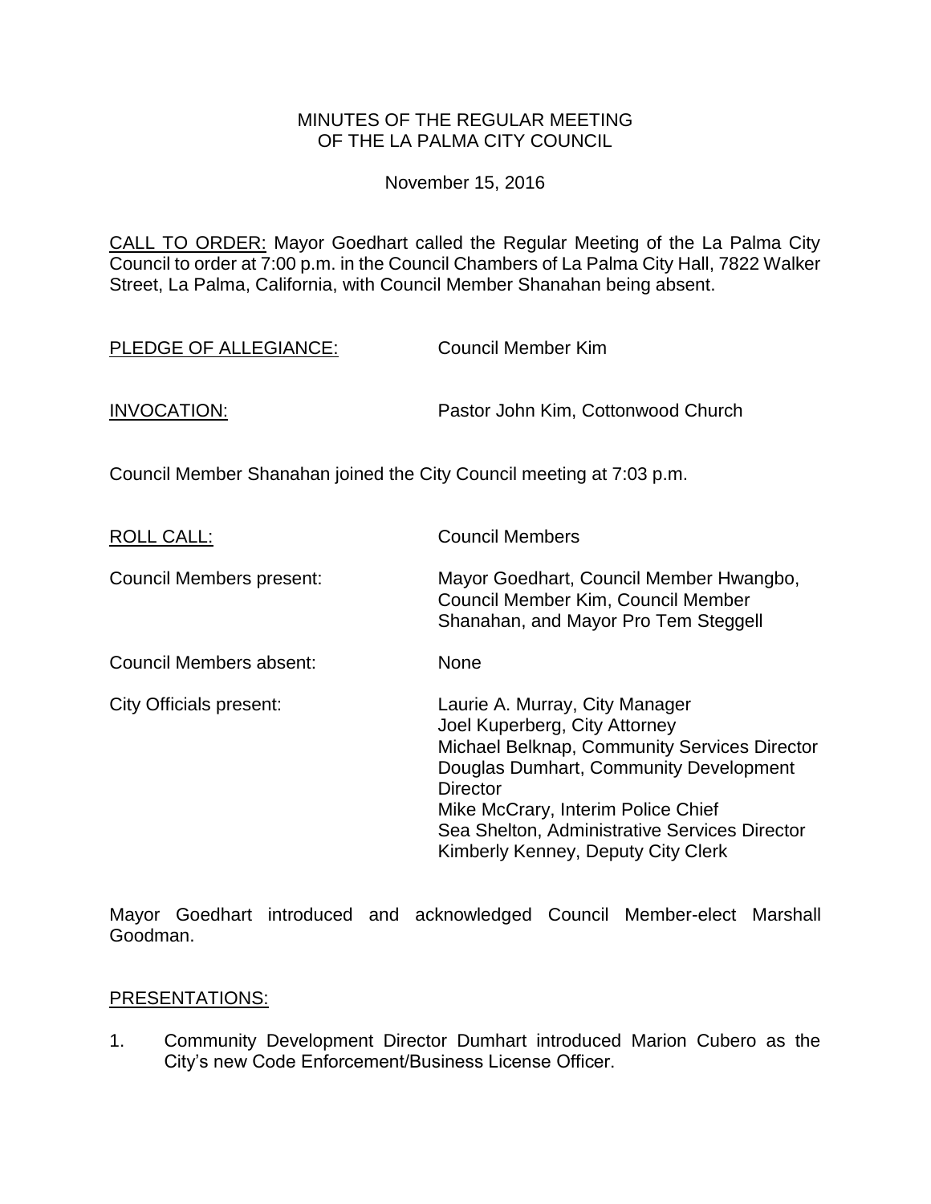# MINUTES OF THE REGULAR MEETING OF THE LA PALMA CITY COUNCIL

November 15, 2016

CALL TO ORDER: Mayor Goedhart called the Regular Meeting of the La Palma City Council to order at 7:00 p.m. in the Council Chambers of La Palma City Hall, 7822 Walker Street, La Palma, California, with Council Member Shanahan being absent.

PLEDGE OF ALLEGIANCE: Council Member Kim

INVOCATION: Pastor John Kim, Cottonwood Church

Council Member Shanahan joined the City Council meeting at 7:03 p.m.

ROLL CALL: Council Members

Council Members present: Mayor Goedhart, Council Member Hwangbo, Council Member Kim, Council Member Shanahan, and Mayor Pro Tem Steggell

Council Members absent: None

City Officials present:
Laurie A. Murray, City Manager
Joel Kuperberg, City Attorney
Michael Belknap, Community Services Director
Douglas Dumhart, Community Development Director
Mike McCrary, Interim Police Chief
Sea Shelton, Administrative Services Director
Kimberly Kenney, Deputy City Clerk

Mayor Goedhart introduced and acknowledged Council Member-elect Marshall Goodman.

PRESENTATIONS:

1. Community Development Director Dumhart introduced Marion Cubero as the City's new Code Enforcement/Business License Officer.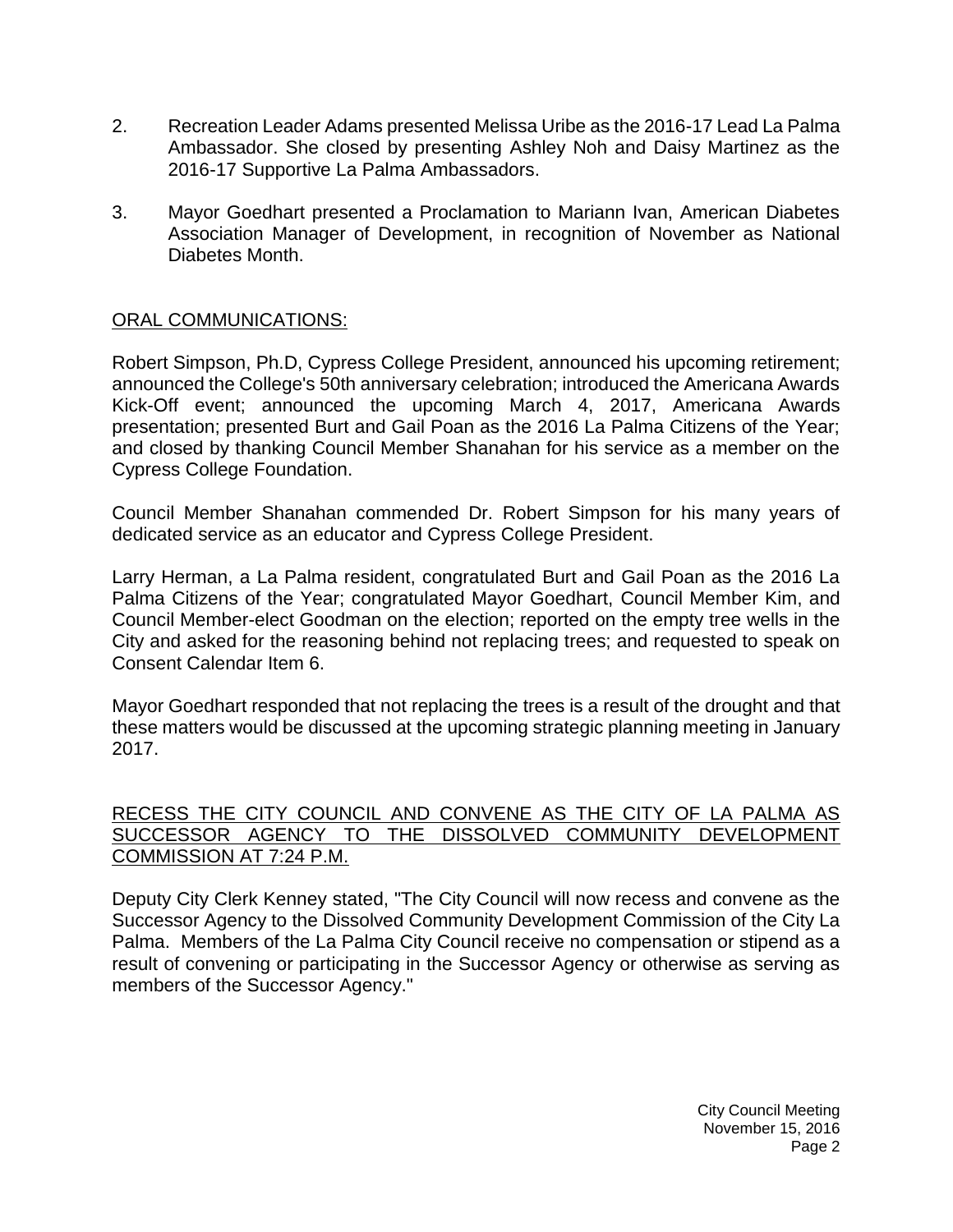2. Recreation Leader Adams presented Melissa Uribe as the 2016-17 Lead La Palma Ambassador. She closed by presenting Ashley Noh and Daisy Martinez as the 2016-17 Supportive La Palma Ambassadors.

3. Mayor Goedhart presented a Proclamation to Mariann Ivan, American Diabetes Association Manager of Development, in recognition of November as National Diabetes Month.

<u>ORAL COMMUNICATIONS:</u>

Robert Simpson, Ph.D, Cypress College President, announced his upcoming retirement; announced the College's 50th anniversary celebration; introduced the Americana Awards Kick-Off event; announced the upcoming March 4, 2017, Americana Awards presentation; presented Burt and Gail Poan as the 2016 La Palma Citizens of the Year; and closed by thanking Council Member Shanahan for his service as a member on the Cypress College Foundation.

Council Member Shanahan commended Dr. Robert Simpson for his many years of dedicated service as an educator and Cypress College President.

Larry Herman, a La Palma resident, congratulated Burt and Gail Poan as the 2016 La Palma Citizens of the Year; congratulated Mayor Goedhart, Council Member Kim, and Council Member-elect Goodman on the election; reported on the empty tree wells in the City and asked for the reasoning behind not replacing trees; and requested to speak on Consent Calendar Item 6.

Mayor Goedhart responded that not replacing the trees is a result of the drought and that these matters would be discussed at the upcoming strategic planning meeting in January 2017.

<u>RECESS THE CITY COUNCIL AND CONVENE AS THE CITY OF LA PALMA AS SUCCESSOR AGENCY TO THE DISSOLVED COMMUNITY DEVELOPMENT COMMISSION AT 7:24 P.M.</u>

Deputy City Clerk Kenney stated, "The City Council will now recess and convene as the Successor Agency to the Dissolved Community Development Commission of the City La Palma. Members of the La Palma City Council receive no compensation or stipend as a result of convening or participating in the Successor Agency or otherwise as serving as members of the Successor Agency."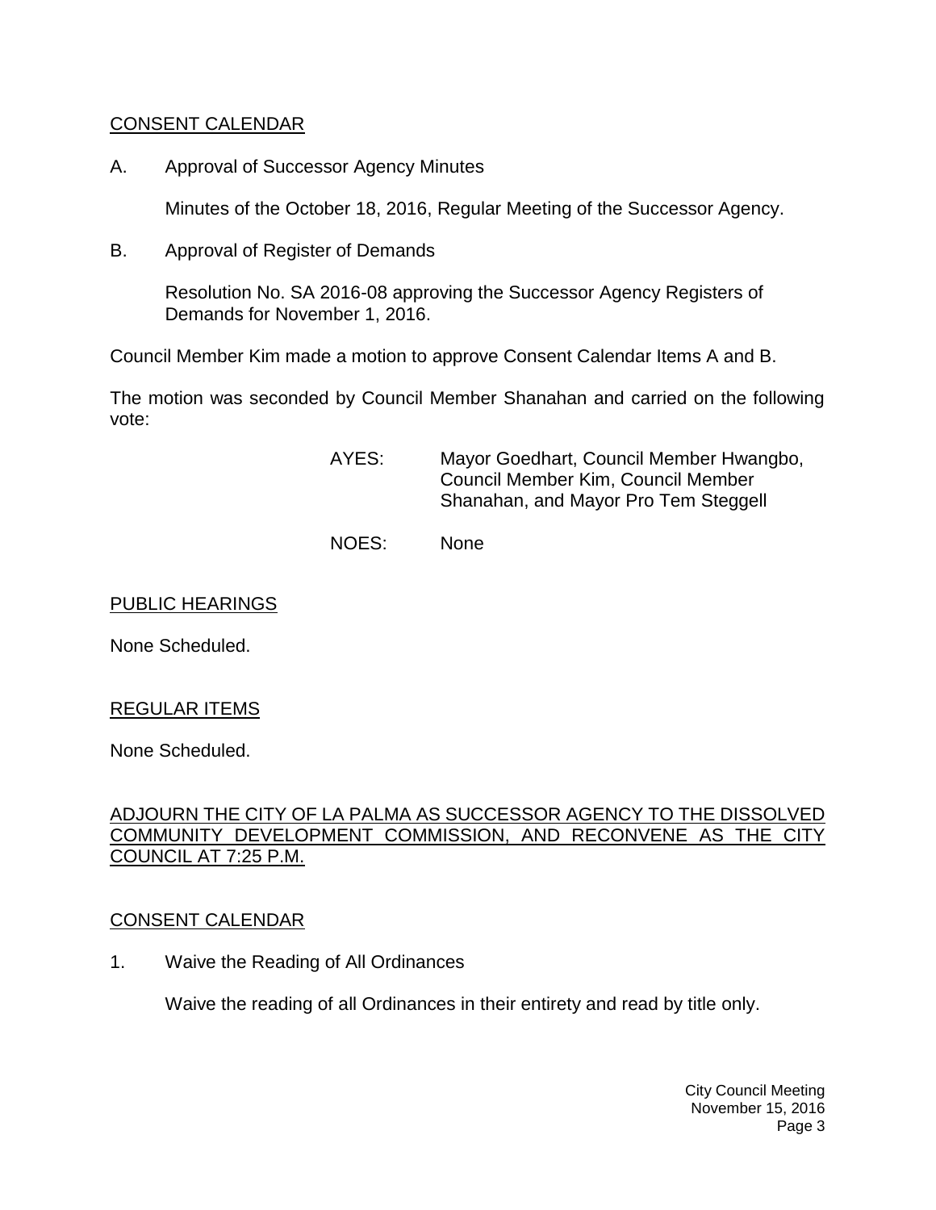CONSENT CALENDAR

A. Approval of Successor Agency Minutes

Minutes of the October 18, 2016, Regular Meeting of the Successor Agency.

B. Approval of Register of Demands

Resolution No. SA 2016-08 approving the Successor Agency Registers of Demands for November 1, 2016.

Council Member Kim made a motion to approve Consent Calendar Items A and B.

The motion was seconded by Council Member Shanahan and carried on the following vote:

AYES: Mayor Goedhart, Council Member Hwangbo, Council Member Kim, Council Member Shanahan, and Mayor Pro Tem Steggell

NOES: None

PUBLIC HEARINGS

None Scheduled.

REGULAR ITEMS

None Scheduled.

ADJOURN THE CITY OF LA PALMA AS SUCCESSOR AGENCY TO THE DISSOLVED COMMUNITY DEVELOPMENT COMMISSION, AND RECONVENE AS THE CITY COUNCIL AT 7:25 P.M.

CONSENT CALENDAR

1. Waive the Reading of All Ordinances

Waive the reading of all Ordinances in their entirety and read by title only.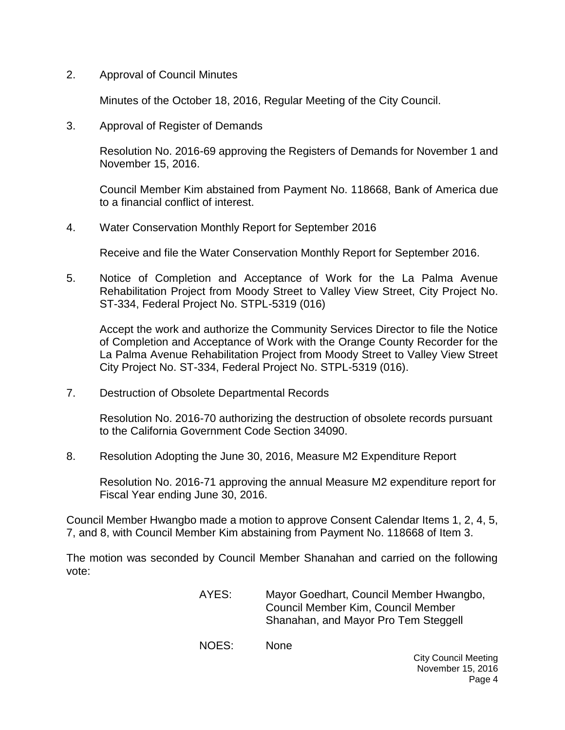2. Approval of Council Minutes

   Minutes of the October 18, 2016, Regular Meeting of the City Council.

3. Approval of Register of Demands

   Resolution No. 2016-69 approving the Registers of Demands for November 1 and November 15, 2016.

   Council Member Kim abstained from Payment No. 118668, Bank of America due to a financial conflict of interest.

4. Water Conservation Monthly Report for September 2016

   Receive and file the Water Conservation Monthly Report for September 2016.

5. Notice of Completion and Acceptance of Work for the La Palma Avenue Rehabilitation Project from Moody Street to Valley View Street, City Project No. ST-334, Federal Project No. STPL-5319 (016)

   Accept the work and authorize the Community Services Director to file the Notice of Completion and Acceptance of Work with the Orange County Recorder for the La Palma Avenue Rehabilitation Project from Moody Street to Valley View Street City Project No. ST-334, Federal Project No. STPL-5319 (016).

7. Destruction of Obsolete Departmental Records

   Resolution No. 2016-70 authorizing the destruction of obsolete records pursuant to the California Government Code Section 34090.

8. Resolution Adopting the June 30, 2016, Measure M2 Expenditure Report

   Resolution No. 2016-71 approving the annual Measure M2 expenditure report for Fiscal Year ending June 30, 2016.

Council Member Hwangbo made a motion to approve Consent Calendar Items 1, 2, 4, 5, 7, and 8, with Council Member Kim abstaining from Payment No. 118668 of Item 3.

The motion was seconded by Council Member Shanahan and carried on the following vote:

AYES: Mayor Goedhart, Council Member Hwangbo, Council Member Kim, Council Member Shanahan, and Mayor Pro Tem Steggell

NOES: None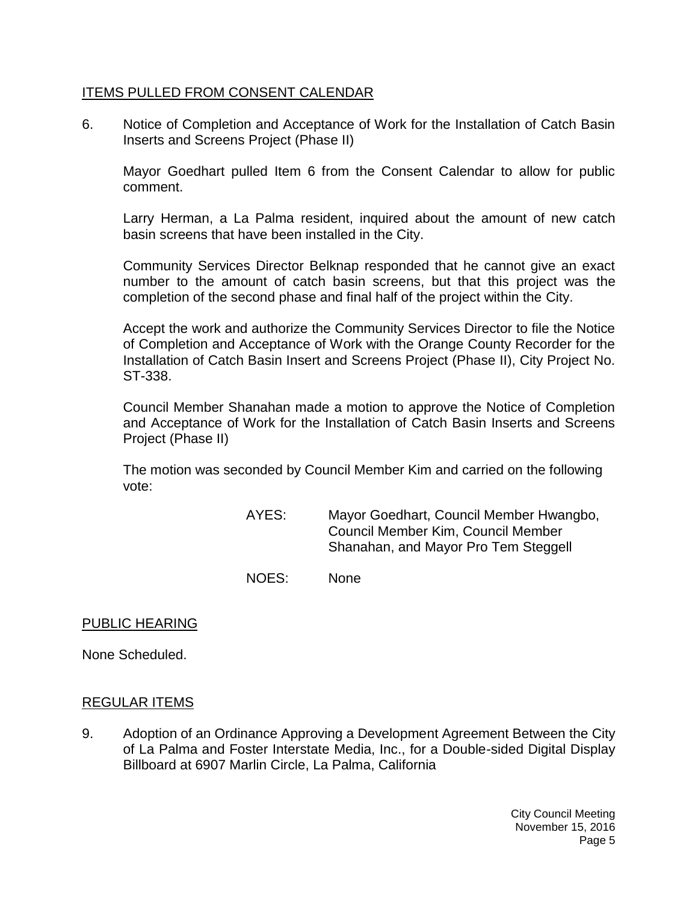## ITEMS PULLED FROM CONSENT CALENDAR

6. Notice of Completion and Acceptance of Work for the Installation of Catch Basin Inserts and Screens Project (Phase II)

   Mayor Goedhart pulled Item 6 from the Consent Calendar to allow for public comment.

   Larry Herman, a La Palma resident, inquired about the amount of new catch basin screens that have been installed in the City.

   Community Services Director Belknap responded that he cannot give an exact number to the amount of catch basin screens, but that this project was the completion of the second phase and final half of the project within the City.

   Accept the work and authorize the Community Services Director to file the Notice of Completion and Acceptance of Work with the Orange County Recorder for the Installation of Catch Basin Insert and Screens Project (Phase II), City Project No. ST-338.

   Council Member Shanahan made a motion to approve the Notice of Completion and Acceptance of Work for the Installation of Catch Basin Inserts and Screens Project (Phase II)

   The motion was seconded by Council Member Kim and carried on the following vote:

   AYES: Mayor Goedhart, Council Member Hwangbo, Council Member Kim, Council Member Shanahan, and Mayor Pro Tem Steggell

   NOES: None

## PUBLIC HEARING

None Scheduled.

## REGULAR ITEMS

9. Adoption of an Ordinance Approving a Development Agreement Between the City of La Palma and Foster Interstate Media, Inc., for a Double-sided Digital Display Billboard at 6907 Marlin Circle, La Palma, California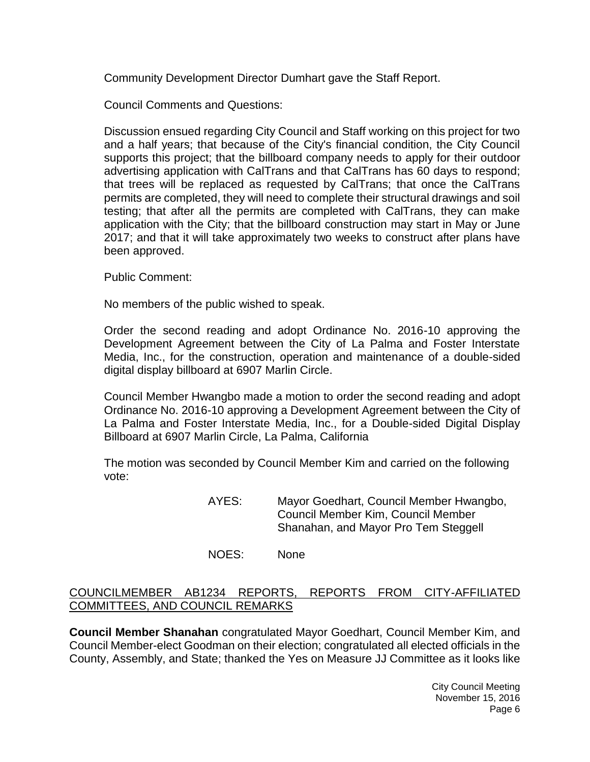Community Development Director Dumhart gave the Staff Report.

Council Comments and Questions:

Discussion ensued regarding City Council and Staff working on this project for two and a half years; that because of the City's financial condition, the City Council supports this project; that the billboard company needs to apply for their outdoor advertising application with CalTrans and that CalTrans has 60 days to respond; that trees will be replaced as requested by CalTrans; that once the CalTrans permits are completed, they will need to complete their structural drawings and soil testing; that after all the permits are completed with CalTrans, they can make application with the City; that the billboard construction may start in May or June 2017; and that it will take approximately two weeks to construct after plans have been approved.

Public Comment:

No members of the public wished to speak.

Order the second reading and adopt Ordinance No. 2016-10 approving the Development Agreement between the City of La Palma and Foster Interstate Media, Inc., for the construction, operation and maintenance of a double-sided digital display billboard at 6907 Marlin Circle.

Council Member Hwangbo made a motion to order the second reading and adopt Ordinance No. 2016-10 approving a Development Agreement between the City of La Palma and Foster Interstate Media, Inc., for a Double-sided Digital Display Billboard at 6907 Marlin Circle, La Palma, California

The motion was seconded by Council Member Kim and carried on the following vote:

AYES: Mayor Goedhart, Council Member Hwangbo, Council Member Kim, Council Member Shanahan, and Mayor Pro Tem Steggell

NOES: None

## COUNCILMEMBER AB1234 REPORTS, REPORTS FROM CITY-AFFILIATED COMMITTEES, AND COUNCIL REMARKS

**Council Member Shanahan** congratulated Mayor Goedhart, Council Member Kim, and Council Member-elect Goodman on their election; congratulated all elected officials in the County, Assembly, and State; thanked the Yes on Measure JJ Committee as it looks like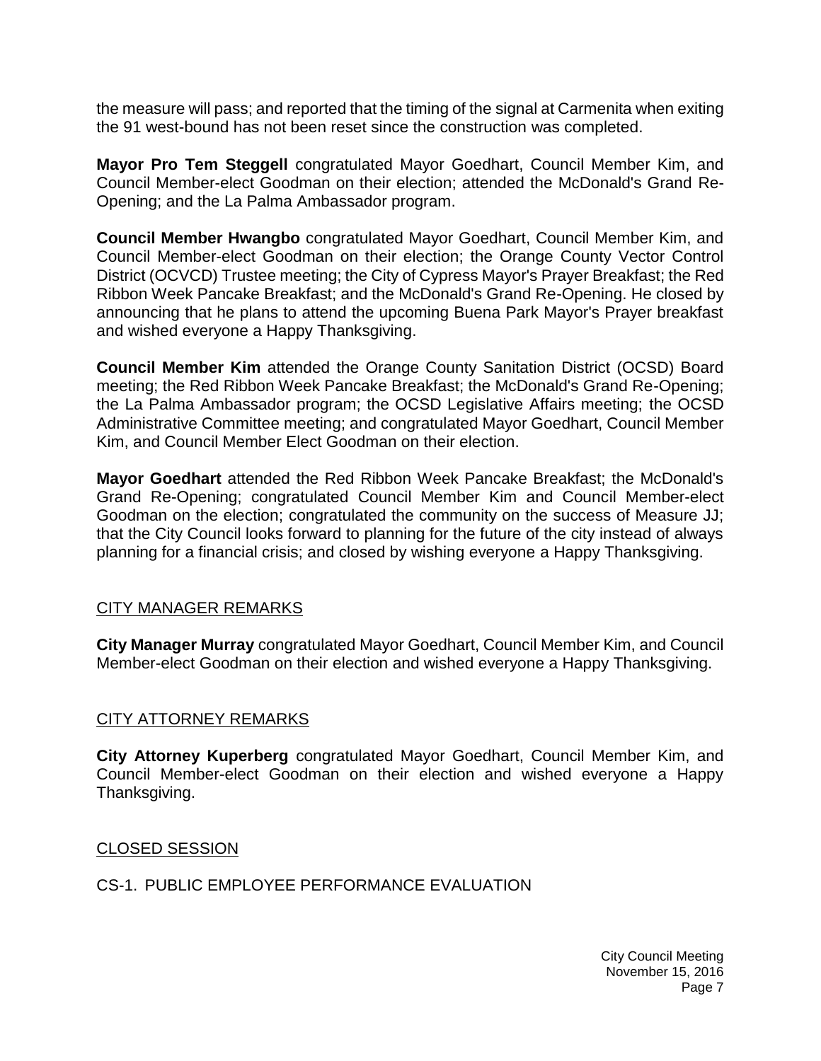the measure will pass; and reported that the timing of the signal at Carmenita when exiting the 91 west-bound has not been reset since the construction was completed.

**Mayor Pro Tem Steggell** congratulated Mayor Goedhart, Council Member Kim, and Council Member-elect Goodman on their election; attended the McDonald's Grand Re-Opening; and the La Palma Ambassador program.

**Council Member Hwangbo** congratulated Mayor Goedhart, Council Member Kim, and Council Member-elect Goodman on their election; the Orange County Vector Control District (OCVCD) Trustee meeting; the City of Cypress Mayor's Prayer Breakfast; the Red Ribbon Week Pancake Breakfast; and the McDonald's Grand Re-Opening. He closed by announcing that he plans to attend the upcoming Buena Park Mayor's Prayer breakfast and wished everyone a Happy Thanksgiving.

**Council Member Kim** attended the Orange County Sanitation District (OCSD) Board meeting; the Red Ribbon Week Pancake Breakfast; the McDonald's Grand Re-Opening; the La Palma Ambassador program; the OCSD Legislative Affairs meeting; the OCSD Administrative Committee meeting; and congratulated Mayor Goedhart, Council Member Kim, and Council Member Elect Goodman on their election.

**Mayor Goedhart** attended the Red Ribbon Week Pancake Breakfast; the McDonald's Grand Re-Opening; congratulated Council Member Kim and Council Member-elect Goodman on the election; congratulated the community on the success of Measure JJ; that the City Council looks forward to planning for the future of the city instead of always planning for a financial crisis; and closed by wishing everyone a Happy Thanksgiving.

## CITY MANAGER REMARKS

**City Manager Murray** congratulated Mayor Goedhart, Council Member Kim, and Council Member-elect Goodman on their election and wished everyone a Happy Thanksgiving.

## CITY ATTORNEY REMARKS

**City Attorney Kuperberg** congratulated Mayor Goedhart, Council Member Kim, and Council Member-elect Goodman on their election and wished everyone a Happy Thanksgiving.

## CLOSED SESSION

CS-1. PUBLIC EMPLOYEE PERFORMANCE EVALUATION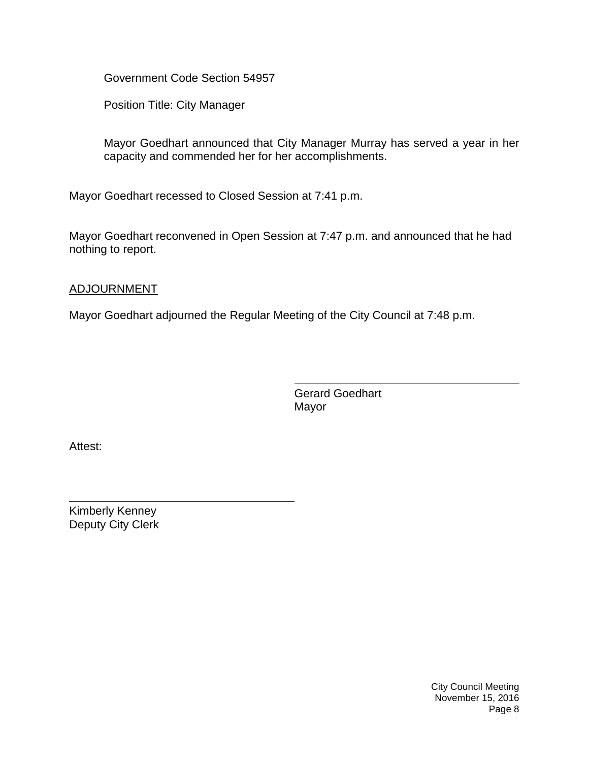Government Code Section 54957

Position Title: City Manager

Mayor Goedhart announced that City Manager Murray has served a year in her capacity and commended her for her accomplishments.

Mayor Goedhart recessed to Closed Session at 7:41 p.m.

Mayor Goedhart reconvened in Open Session at 7:47 p.m. and announced that he had nothing to report.

ADJOURNMENT

Mayor Goedhart adjourned the Regular Meeting of the City Council at 7:48 p.m.

\_\_\_\_\_\_\_\_\_\_\_\_\_\_\_\_\_\_\_\_\_\_\_\_\_\_\_\_\_\_\_\_\_\_\_\_\_\_
Gerard Goedhart
Mayor

Attest:

\_\_\_\_\_\_\_\_\_\_\_\_\_\_\_\_\_\_\_\_\_\_\_\_\_\_\_\_\_\_\_\_\_\_\_\_\_\_
Kimberly Kenney
Deputy City Clerk